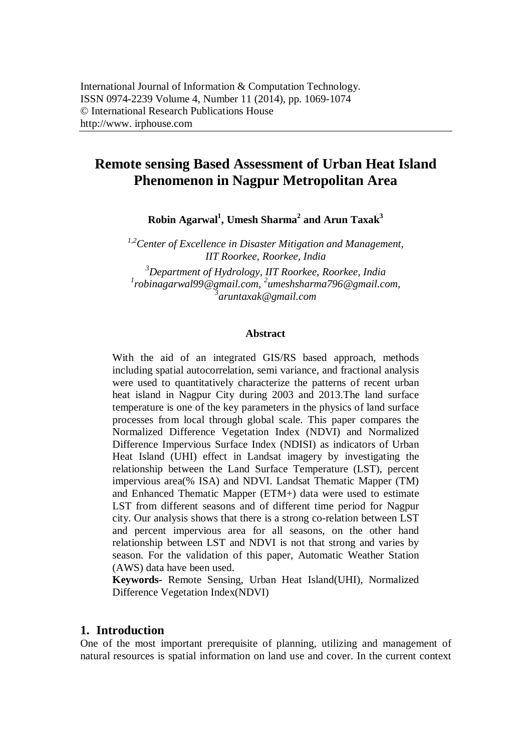International Journal of Information & Computation Technology.
ISSN 0974-2239 Volume 4, Number 11 (2014), pp. 1069-1074
© International Research Publications House
http://www. irphouse.com

# Remote sensing Based Assessment of Urban Heat Island Phenomenon in Nagpur Metropolitan Area

**Robin Agarwal[1], Umesh Sharma[2] and Arun Taxak[3]**

*[1,2]Center of Excellence in Disaster Mitigation and Management, IIT Roorkee, Roorkee, India*

*[3]Department of Hydrology, IIT Roorkee, Roorkee, India*
*[1]robinagarwal99@gmail.com, [2]umeshsharma796@gmail.com, [3]aruntaxak@gmail.com*

### Abstract

With the aid of an integrated GIS/RS based approach, methods including spatial autocorrelation, semi variance, and fractional analysis were used to quantitatively characterize the patterns of recent urban heat island in Nagpur City during 2003 and 2013.The land surface temperature is one of the key parameters in the physics of land surface processes from local through global scale. This paper compares the Normalized Difference Vegetation Index (NDVI) and Normalized Difference Impervious Surface Index (NDISI) as indicators of Urban Heat Island (UHI) effect in Landsat imagery by investigating the relationship between the Land Surface Temperature (LST), percent impervious area(% ISA) and NDVI. Landsat Thematic Mapper (TM) and Enhanced Thematic Mapper (ETM+) data were used to estimate LST from different seasons and of different time period for Nagpur city. Our analysis shows that there is a strong co-relation between LST and percent impervious area for all seasons, on the other hand relationship between LST and NDVI is not that strong and varies by season. For the validation of this paper, Automatic Weather Station (AWS) data have been used.

**Keywords-** Remote Sensing, Urban Heat Island(UHI), Normalized Difference Vegetation Index(NDVI)

## 1. Introduction

One of the most important prerequisite of planning, utilizing and management of natural resources is spatial information on land use and cover. In the current context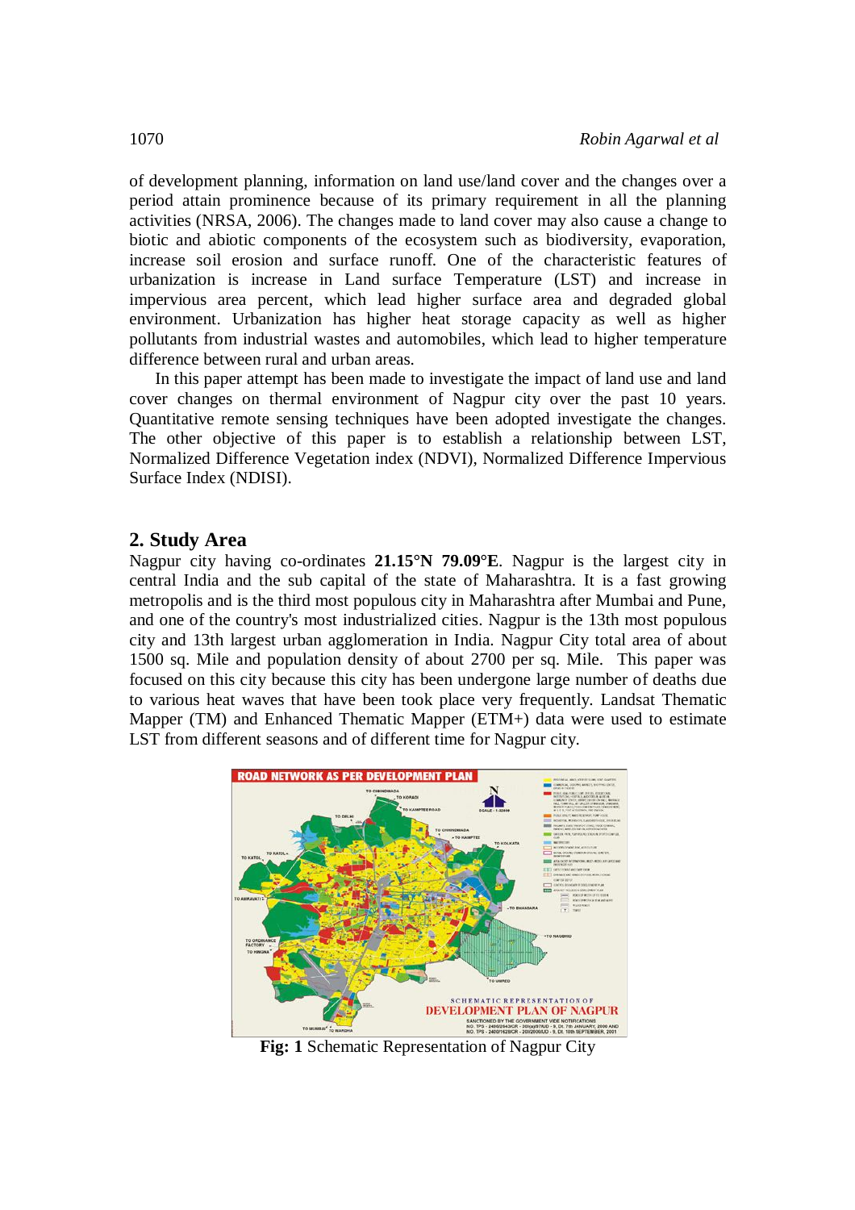of development planning, information on land use/land cover and the changes over a period attain prominence because of its primary requirement in all the planning activities (NRSA, 2006). The changes made to land cover may also cause a change to biotic and abiotic components of the ecosystem such as biodiversity, evaporation, increase soil erosion and surface runoff. One of the characteristic features of urbanization is increase in Land surface Temperature (LST) and increase in impervious area percent, which lead higher surface area and degraded global environment. Urbanization has higher heat storage capacity as well as higher pollutants from industrial wastes and automobiles, which lead to higher temperature difference between rural and urban areas.

In this paper attempt has been made to investigate the impact of land use and land cover changes on thermal environment of Nagpur city over the past 10 years. Quantitative remote sensing techniques have been adopted investigate the changes. The other objective of this paper is to establish a relationship between LST, Normalized Difference Vegetation index (NDVI), Normalized Difference Impervious Surface Index (NDISI).

## 2. Study Area

Nagpur city having co-ordinates **21.15°N 79.09°E**. Nagpur is the largest city in central India and the sub capital of the state of Maharashtra. It is a fast growing metropolis and is the third most populous city in Maharashtra after Mumbai and Pune, and one of the country's most industrialized cities. Nagpur is the 13th most populous city and 13th largest urban agglomeration in India. Nagpur City total area of about 1500 sq. Mile and population density of about 2700 per sq. Mile. This paper was focused on this city because this city has undergone large number of deaths due to various heat waves that have been took place very frequently. Landsat Thematic Mapper (TM) and Enhanced Thematic Mapper (ETM+) data were used to estimate LST from different seasons and of different time for Nagpur city.

**Fig: 1** Schematic Representation of Nagpur City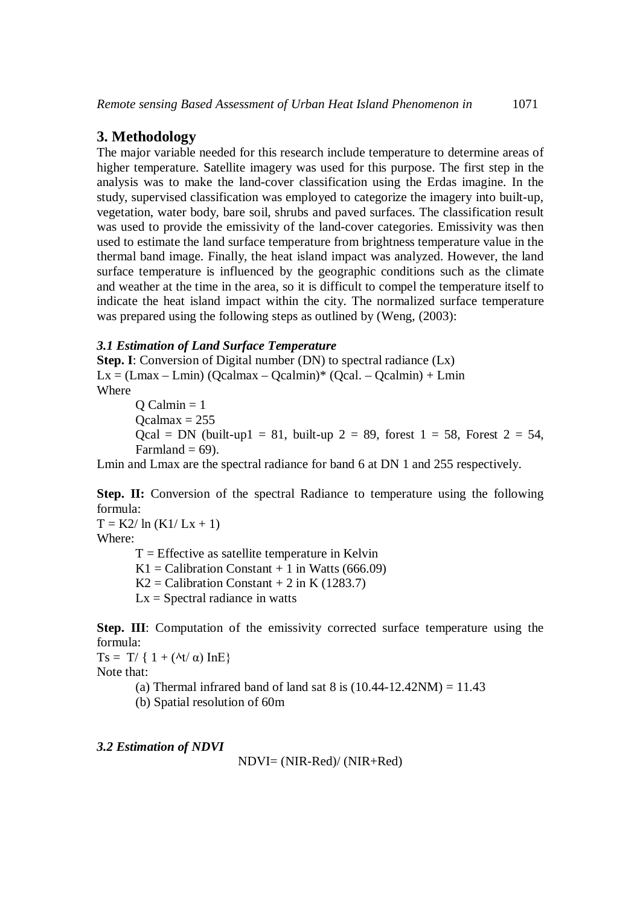## 3. Methodology

The major variable needed for this research include temperature to determine areas of higher temperature. Satellite imagery was used for this purpose. The first step in the analysis was to make the land-cover classification using the Erdas imagine. In the study, supervised classification was employed to categorize the imagery into built-up, vegetation, water body, bare soil, shrubs and paved surfaces. The classification result was used to provide the emissivity of the land-cover categories. Emissivity was then used to estimate the land surface temperature from brightness temperature value in the thermal band image. Finally, the heat island impact was analyzed. However, the land surface temperature is influenced by the geographic conditions such as the climate and weather at the time in the area, so it is difficult to compel the temperature itself to indicate the heat island impact within the city. The normalized surface temperature was prepared using the following steps as outlined by (Weng, (2003):

### *3.1 Estimation of Land Surface Temperature*

**Step. I**: Conversion of Digital number (DN) to spectral radiance (Lx)

$Lx = (Lmax – Lmin) (Qcalmax – Qcalmin)* (Qcal. – Qcalmin) + Lmin$

Where

Q Calmin = 1

Qcalmax = 255

Qcal = DN (built-up1 = 81, built-up 2 = 89, forest 1 = 58, Forest 2 = 54, Farmland = 69).

Lmin and Lmax are the spectral radiance for band 6 at DN 1 and 255 respectively.

**Step. II:** Conversion of the spectral Radiance to temperature using the following formula:

$T = K2/ \ln (K1/ Lx + 1)$

Where:

T = Effective as satellite temperature in Kelvin

K1 = Calibration Constant + 1 in Watts (666.09)

K2 = Calibration Constant + 2 in K (1283.7)

Lx = Spectral radiance in watts

**Step. III**: Computation of the emissivity corrected surface temperature using the formula:

$Ts = T/ \{ 1 + (^\wedge t/ \alpha) \ln E\}$

Note that:

(a) Thermal infrared band of land sat 8 is (10.44-12.42NM) = 11.43

(b) Spatial resolution of 60m

### *3.2 Estimation of NDVI*

NDVI= (NIR-Red)/ (NIR+Red)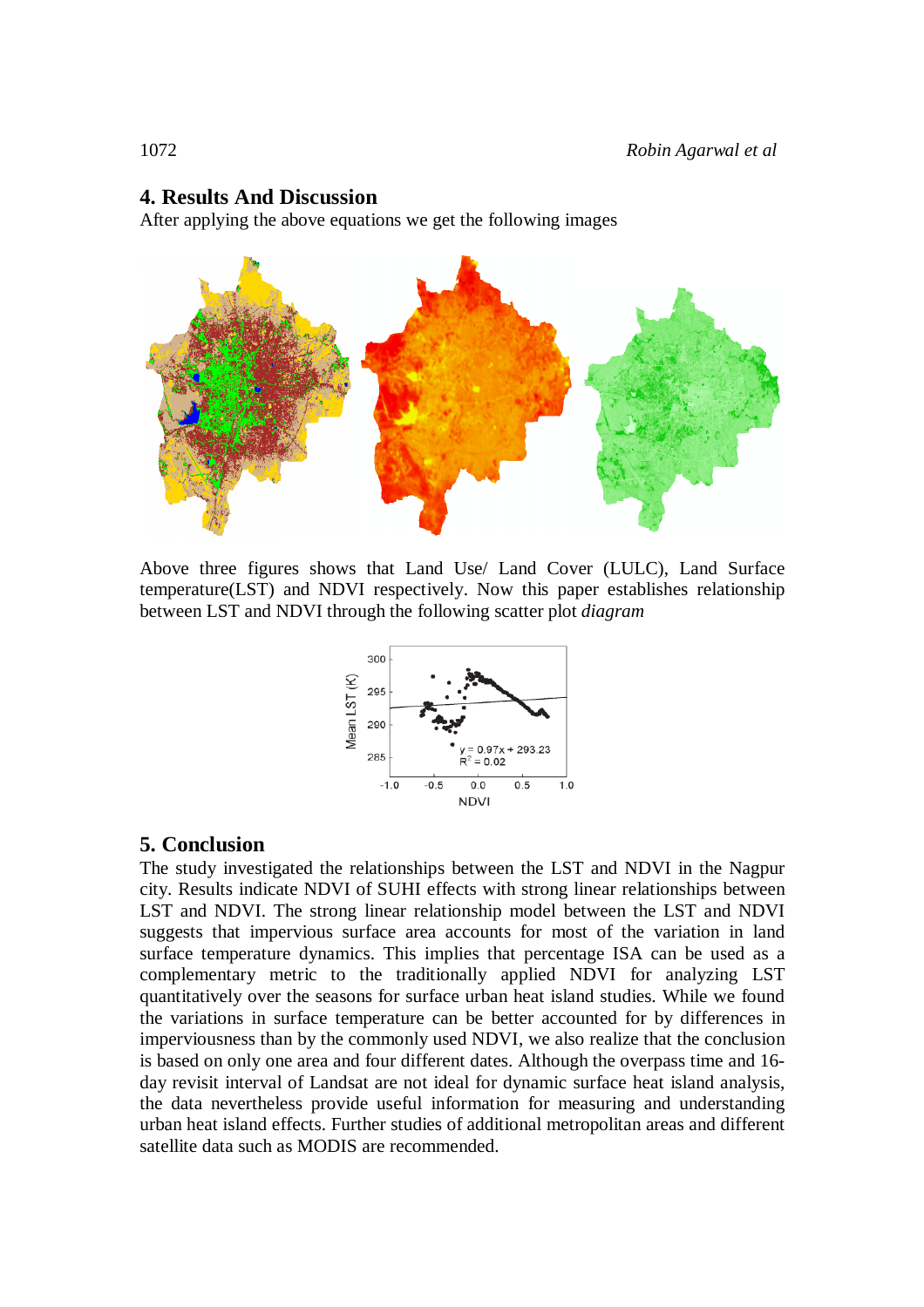## 4. Results And Discussion

After applying the above equations we get the following images

Above three figures shows that Land Use/ Land Cover (LULC), Land Surface temperature(LST) and NDVI respectively. Now this paper establishes relationship between LST and NDVI through the following scatter plot *diagram*

## 5. Conclusion

The study investigated the relationships between the LST and NDVI in the Nagpur city. Results indicate NDVI of SUHI effects with strong linear relationships between LST and NDVI. The strong linear relationship model between the LST and NDVI suggests that impervious surface area accounts for most of the variation in land surface temperature dynamics. This implies that percentage ISA can be used as a complementary metric to the traditionally applied NDVI for analyzing LST quantitatively over the seasons for surface urban heat island studies. While we found the variations in surface temperature can be better accounted for by differences in imperviousness than by the commonly used NDVI, we also realize that the conclusion is based on only one area and four different dates. Although the overpass time and 16-day revisit interval of Landsat are not ideal for dynamic surface heat island analysis, the data nevertheless provide useful information for measuring and understanding urban heat island effects. Further studies of additional metropolitan areas and different satellite data such as MODIS are recommended.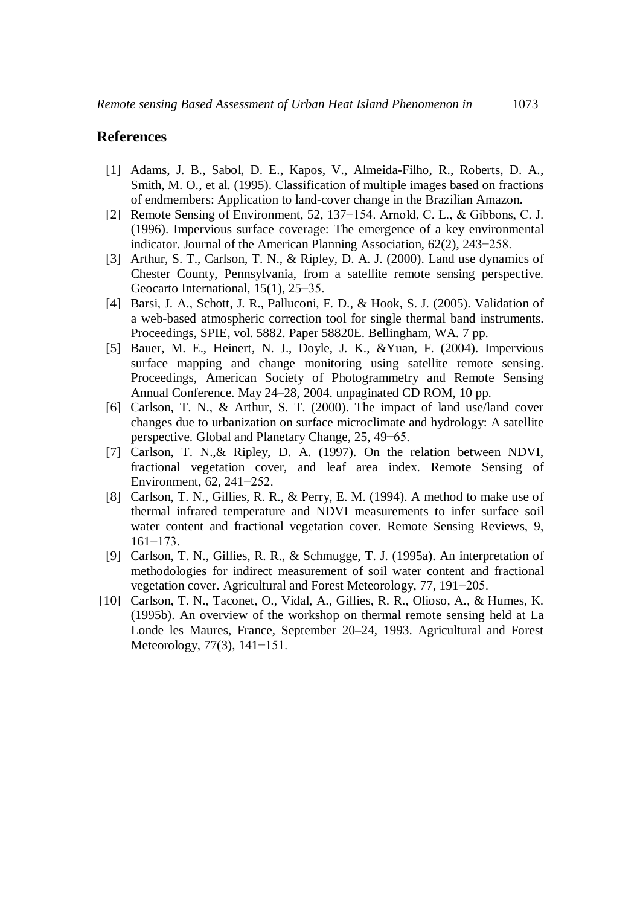## References

[1] Adams, J. B., Sabol, D. E., Kapos, V., Almeida-Filho, R., Roberts, D. A., Smith, M. O., et al. (1995). Classification of multiple images based on fractions of endmembers: Application to land-cover change in the Brazilian Amazon.

[2] Remote Sensing of Environment, 52, 137−154. Arnold, C. L., & Gibbons, C. J. (1996). Impervious surface coverage: The emergence of a key environmental indicator. Journal of the American Planning Association, 62(2), 243−258.

[3] Arthur, S. T., Carlson, T. N., & Ripley, D. A. J. (2000). Land use dynamics of Chester County, Pennsylvania, from a satellite remote sensing perspective. Geocarto International, 15(1), 25−35.

[4] Barsi, J. A., Schott, J. R., Palluconi, F. D., & Hook, S. J. (2005). Validation of a web-based atmospheric correction tool for single thermal band instruments. Proceedings, SPIE, vol. 5882. Paper 58820E. Bellingham, WA. 7 pp.

[5] Bauer, M. E., Heinert, N. J., Doyle, J. K., &Yuan, F. (2004). Impervious surface mapping and change monitoring using satellite remote sensing. Proceedings, American Society of Photogrammetry and Remote Sensing Annual Conference. May 24–28, 2004. unpaginated CD ROM, 10 pp.

[6] Carlson, T. N., & Arthur, S. T. (2000). The impact of land use/land cover changes due to urbanization on surface microclimate and hydrology: A satellite perspective. Global and Planetary Change, 25, 49−65.

[7] Carlson, T. N.,& Ripley, D. A. (1997). On the relation between NDVI, fractional vegetation cover, and leaf area index. Remote Sensing of Environment, 62, 241−252.

[8] Carlson, T. N., Gillies, R. R., & Perry, E. M. (1994). A method to make use of thermal infrared temperature and NDVI measurements to infer surface soil water content and fractional vegetation cover. Remote Sensing Reviews, 9, 161−173.

[9] Carlson, T. N., Gillies, R. R., & Schmugge, T. J. (1995a). An interpretation of methodologies for indirect measurement of soil water content and fractional vegetation cover. Agricultural and Forest Meteorology, 77, 191−205.

[10] Carlson, T. N., Taconet, O., Vidal, A., Gillies, R. R., Olioso, A., & Humes, K. (1995b). An overview of the workshop on thermal remote sensing held at La Londe les Maures, France, September 20–24, 1993. Agricultural and Forest Meteorology, 77(3), 141−151.